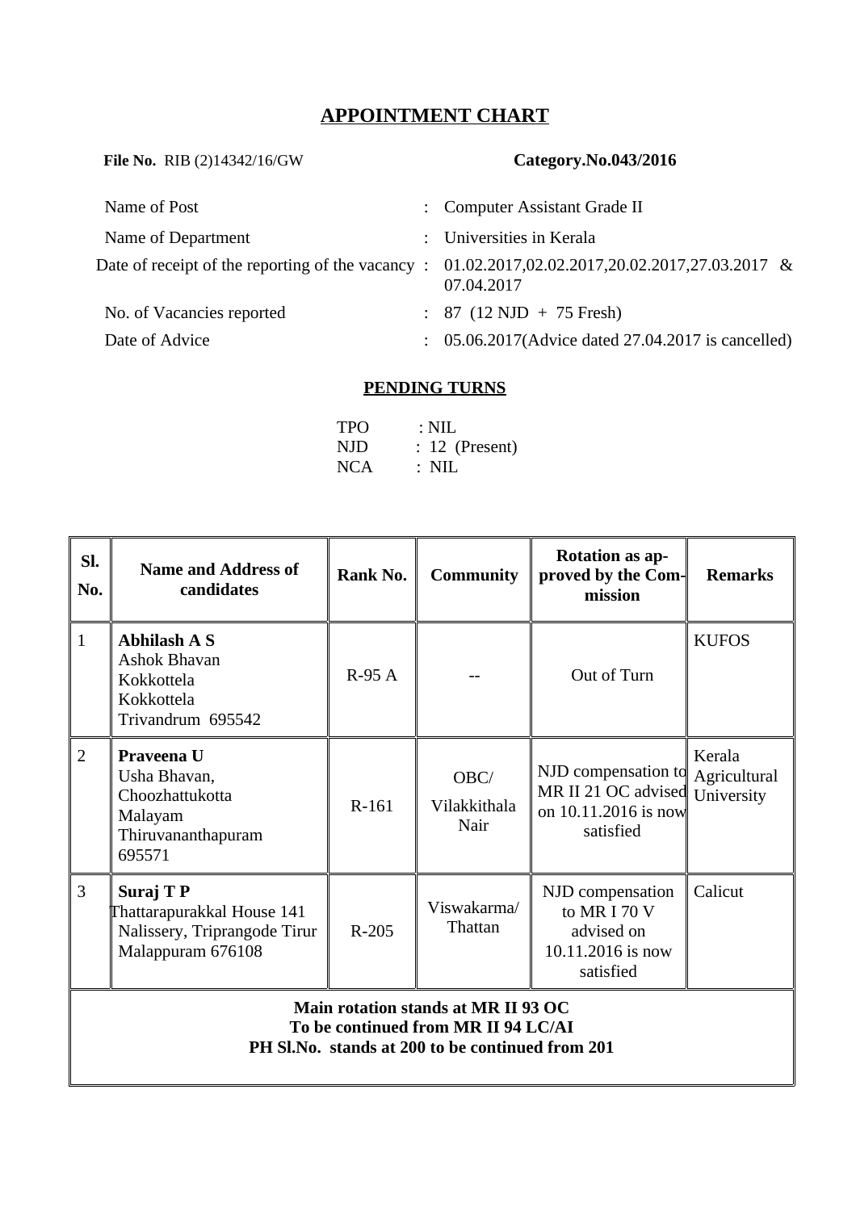# APPOINTMENT CHART

**File No.** RIB (2)14342/16/GW **Category.No.043/2016**

| | | |
|---|---|---|
| Name of Post | : | Computer Assistant Grade II |
| Name of Department | : | Universities in Kerala |
| Date of receipt of the reporting of the vacancy | : | 01.02.2017,02.02.2017,20.02.2017,27.03.2017 & 07.04.2017 |
| No. of Vacancies reported | : | 87 (12 NJD + 75 Fresh) |
| Date of Advice | : | 05.06.2017(Advice dated 27.04.2017 is cancelled) |

## PENDING TURNS

TPO : NIL
NJD : 12 (Present)
NCA : NIL

| Sl. No. | Name and Address of candidates | Rank No. | Community | Rotation as approved by the Commission | Remarks |
|---|---|---|---|---|---|
| 1 | **Abhilash A S**<br>Ashok Bhavan<br>Kokkottela<br>Kokkottela<br>Trivandrum 695542 | R-95 A | -- | Out of Turn | KUFOS |
| 2 | **Praveena U**<br>Usha Bhavan,<br>Choozhattukotta<br>Malayam<br>Thiruvananthapuram<br>695571 | R-161 | OBC/<br>Vilakkithala Nair | NJD compensation to MR II 21 OC advised on 10.11.2016 is now satisfied | Kerala Agricultural University |
| 3 | **Suraj T P**<br>Thattarapurakkal House 141<br>Nalissery, Triprangode Tirur<br>Malappuram 676108 | R-205 | Viswakarma/<br>Thattan | NJD compensation to MR I 70 V advised on 10.11.2016 is now satisfied | Calicut |

**Main rotation stands at MR II 93 OC**
**To be continued from MR II 94 LC/AI**
**PH Sl.No. stands at 200 to be continued from 201**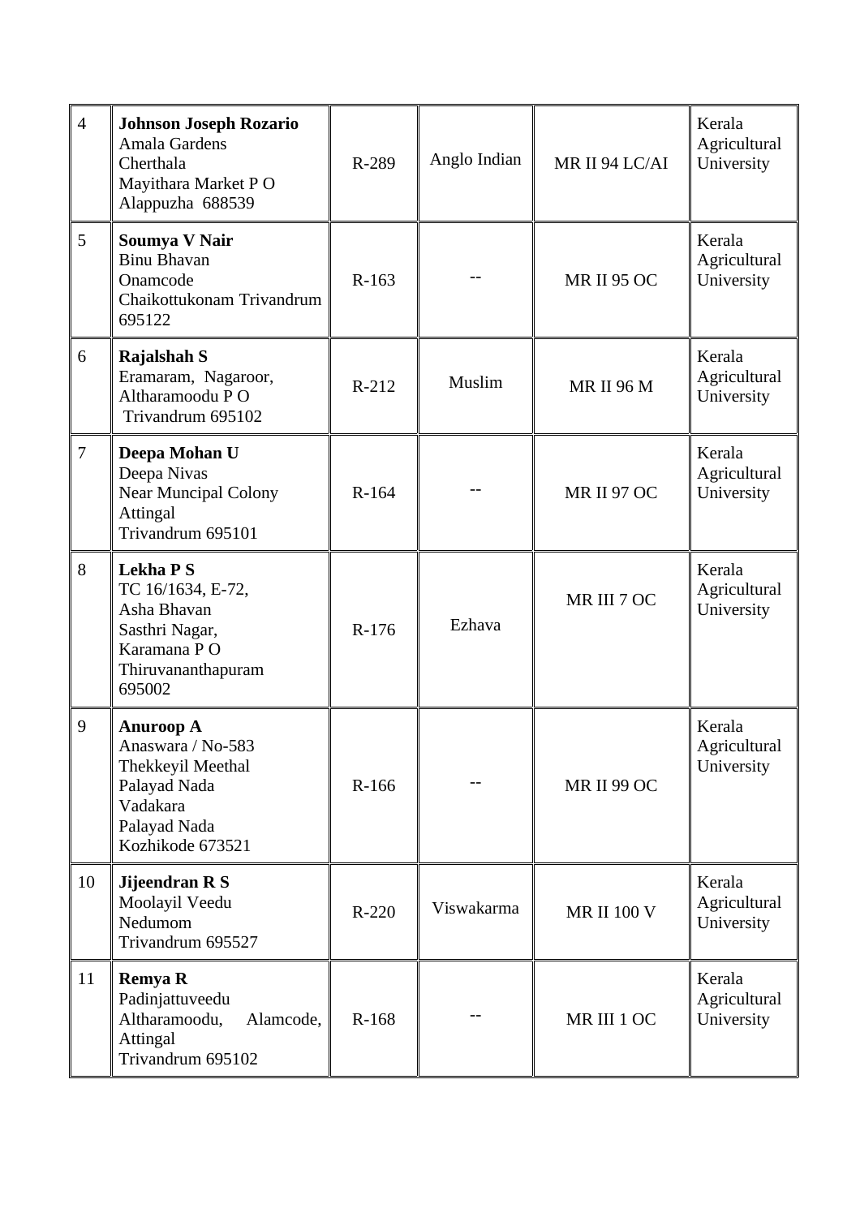| 4 | **Johnson Joseph Rozario**<br>Amala Gardens<br>Cherthala<br>Mayithara Market P O<br>Alappuzha 688539 | R-289 | Anglo Indian | MR II 94 LC/AI | Kerala Agricultural University |
|---|---|---|---|---|---|
| 5 | **Soumya V Nair**<br>Binu Bhavan<br>Onamcode<br>Chaikottukonam Trivandrum 695122 | R-163 | -- | MR II 95 OC | Kerala Agricultural University |
| 6 | **Rajalshah S**<br>Eramaram, Nagaroor,<br>Altharamoodu P O<br>Trivandrum 695102 | R-212 | Muslim | MR II 96 M | Kerala Agricultural University |
| 7 | **Deepa Mohan U**<br>Deepa Nivas<br>Near Muncipal Colony<br>Attingal<br>Trivandrum 695101 | R-164 | -- | MR II 97 OC | Kerala Agricultural University |
| 8 | **Lekha P S**<br>TC 16/1634, E-72,<br>Asha Bhavan<br>Sasthri Nagar,<br>Karamana P O<br>Thiruvananthapuram<br>695002 | R-176 | Ezhava | MR III 7 OC | Kerala Agricultural University |
| 9 | **Anuroop A**<br>Anaswara / No-583<br>Thekkeyil Meethal<br>Palayad Nada<br>Vadakara<br>Palayad Nada<br>Kozhikode 673521 | R-166 | -- | MR II 99 OC | Kerala Agricultural University |
| 10 | **Jijeendran R S**<br>Moolayil Veedu<br>Nedumom<br>Trivandrum 695527 | R-220 | Viswakarma | MR II 100 V | Kerala Agricultural University |
| 11 | **Remya R**<br>Padinjattuveedu<br>Altharamoodu, Alamcode,<br>Attingal<br>Trivandrum 695102 | R-168 | -- | MR III 1 OC | Kerala Agricultural University |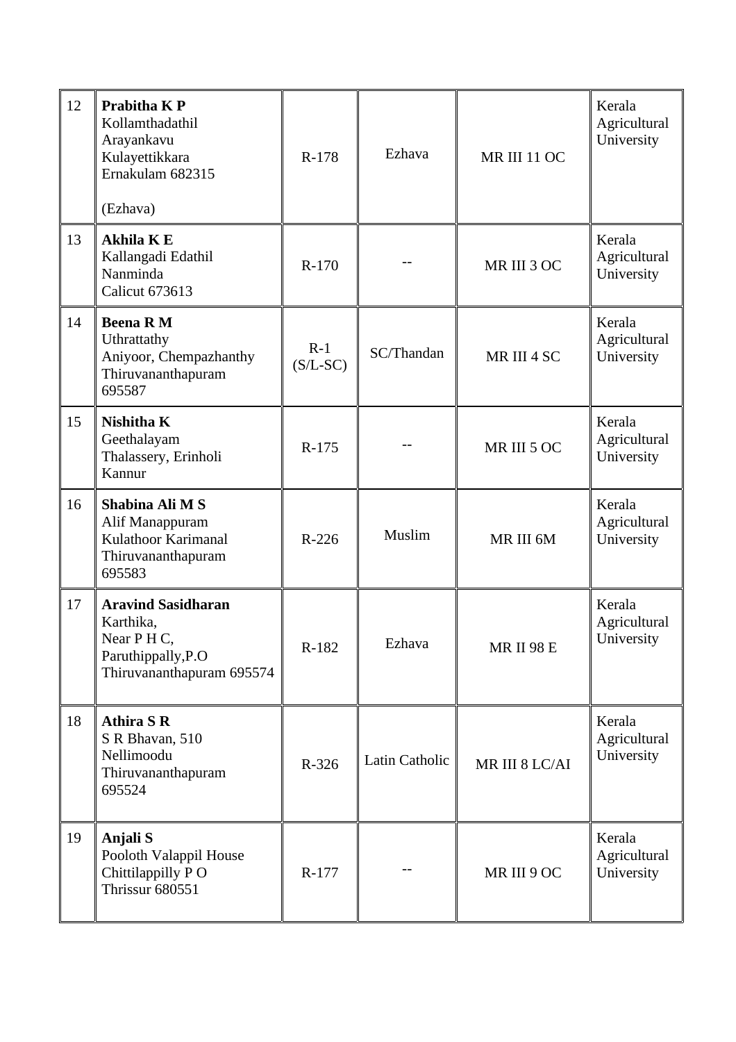| 12 | **Prabitha K P**<br>Kollamthadathil<br>Arayankavu<br>Kulayettikkara<br>Ernakulam 682315<br><br>(Ezhava) | R-178 | Ezhava | MR III 11 OC | Kerala Agricultural University |
|---|---|---|---|---|---|
| 13 | **Akhila K E**<br>Kallangadi Edathil<br>Nanminda<br>Calicut 673613 | R-170 | -- | MR III 3 OC | Kerala Agricultural University |
| 14 | **Beena R M**<br>Uthrattathy<br>Aniyoor, Chempazhanthy<br>Thiruvananthapuram<br>695587 | R-1<br>(S/L-SC) | SC/Thandan | MR III 4 SC | Kerala Agricultural University |
| 15 | **Nishitha K**<br>Geethalayam<br>Thalassery, Erinholi<br>Kannur | R-175 | -- | MR III 5 OC | Kerala Agricultural University |
| 16 | **Shabina Ali M S**<br>Alif Manappuram<br>Kulathoor Karimanal<br>Thiruvananthapuram<br>695583 | R-226 | Muslim | MR III 6M | Kerala Agricultural University |
| 17 | **Aravind Sasidharan**<br>Karthika,<br>Near P H C,<br>Paruthippally,P.O<br>Thiruvananthapuram 695574 | R-182 | Ezhava | MR II 98 E | Kerala Agricultural University |
| 18 | **Athira S R**<br>S R Bhavan, 510<br>Nellimoodu<br>Thiruvananthapuram<br>695524 | R-326 | Latin Catholic | MR III 8 LC/AI | Kerala Agricultural University |
| 19 | **Anjali S**<br>Pooloth Valappil House<br>Chittilappilly P O<br>Thrissur 680551 | R-177 | -- | MR III 9 OC | Kerala Agricultural University |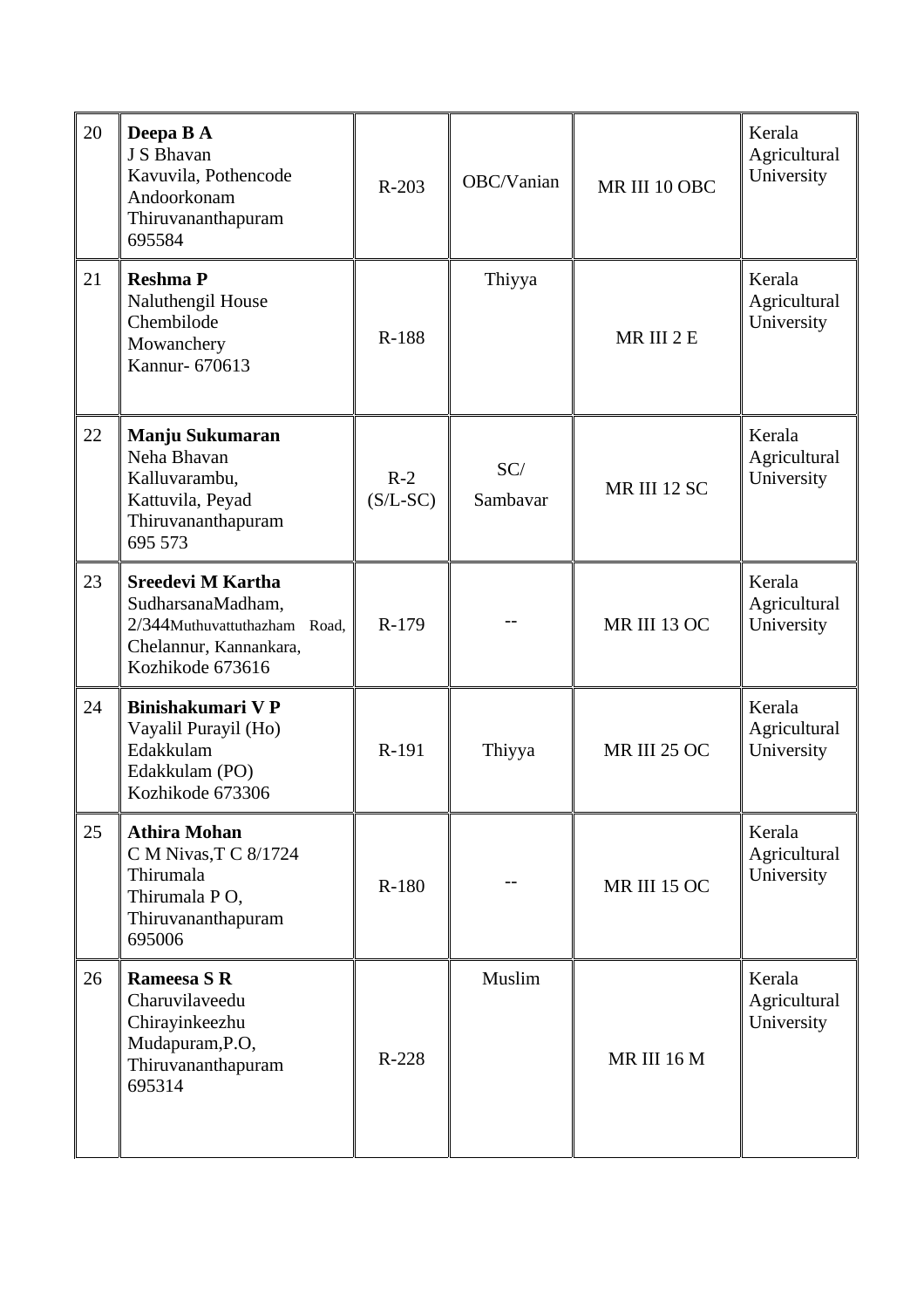| 20 | **Deepa B A**<br>J S Bhavan<br>Kavuvila, Pothencode<br>Andoorkonam<br>Thiruvananthapuram<br>695584 | R-203 | OBC/Vanian | MR III 10 OBC | Kerala Agricultural University |
|---|---|---|---|---|---|
| 21 | **Reshma P**<br>Naluthengil House<br>Chembilode<br>Mowanchery<br>Kannur- 670613 | R-188 | Thiyya | MR III 2 E | Kerala Agricultural University |
| 22 | **Manju Sukumaran**<br>Neha Bhavan<br>Kalluvarambu,<br>Kattuvila, Peyad<br>Thiruvananthapuram<br>695 573 | R-2<br>(S/L-SC) | SC/<br>Sambavar | MR III 12 SC | Kerala Agricultural University |
| 23 | **Sreedevi M Kartha**<br>SudharsanaMadham,<br>2/344Muthuvattuthazham Road,<br>Chelannur, Kannankara,<br>Kozhikode 673616 | R-179 | -- | MR III 13 OC | Kerala Agricultural University |
| 24 | **Binishakumari V P**<br>Vayalil Purayil (Ho)<br>Edakkulam<br>Edakkulam (PO)<br>Kozhikode 673306 | R-191 | Thiyya | MR III 25 OC | Kerala Agricultural University |
| 25 | **Athira Mohan**<br>C M Nivas,T C 8/1724<br>Thirumala<br>Thirumala P O,<br>Thiruvananthapuram<br>695006 | R-180 | -- | MR III 15 OC | Kerala Agricultural University |
| 26 | **Rameesa S R**<br>Charuvilaveedu<br>Chirayinkeezhu<br>Mudapuram,P.O,<br>Thiruvananthapuram<br>695314 | R-228 | Muslim | MR III 16 M | Kerala Agricultural University |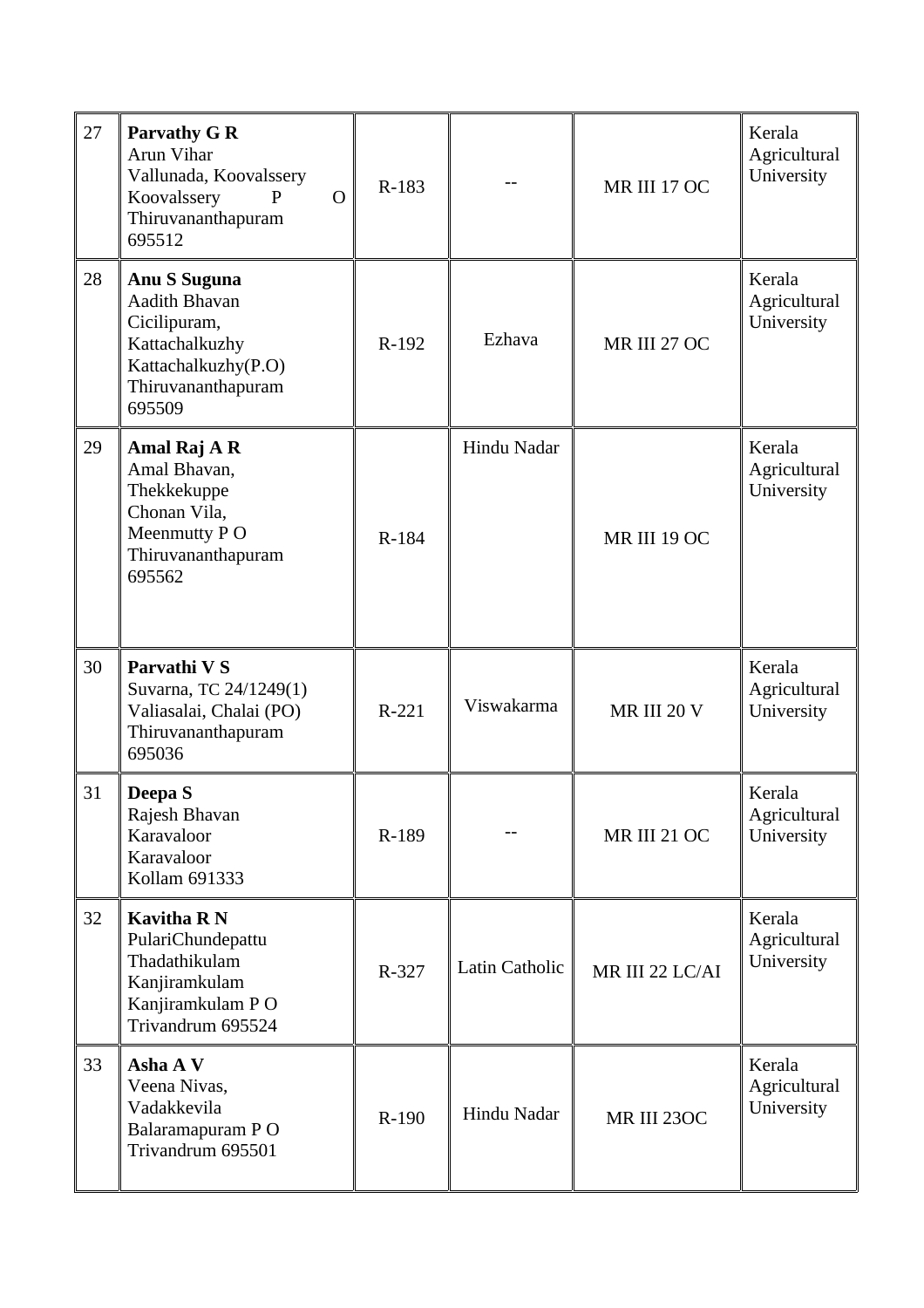| 27 | **Parvathy G R**<br>Arun Vihar<br>Vallunada, Koovalssery<br>Koovalssery P O<br>Thiruvananthapuram<br>695512 | R-183 | -- | MR III 17 OC | Kerala Agricultural University |
|---|---|---|---|---|---|
| 28 | **Anu S Suguna**<br>Aadith Bhavan<br>Cicilipuram,<br>Kattachalkuzhy<br>Kattachalkuzhy(P.O)<br>Thiruvananthapuram<br>695509 | R-192 | Ezhava | MR III 27 OC | Kerala Agricultural University |
| 29 | **Amal Raj A R**<br>Amal Bhavan,<br>Thekkekuppe<br>Chonan Vila,<br>Meenmutty P O<br>Thiruvananthapuram<br>695562 | R-184 | Hindu Nadar | MR III 19 OC | Kerala Agricultural University |
| 30 | **Parvathi V S**<br>Suvarna, TC 24/1249(1)<br>Valiasalai, Chalai (PO)<br>Thiruvananthapuram<br>695036 | R-221 | Viswakarma | MR III 20 V | Kerala Agricultural University |
| 31 | **Deepa S**<br>Rajesh Bhavan<br>Karavaloor<br>Karavaloor<br>Kollam 691333 | R-189 | -- | MR III 21 OC | Kerala Agricultural University |
| 32 | **Kavitha R N**<br>PulariChundepattu<br>Thadathikulam<br>Kanjiramkulam<br>Kanjiramkulam P O<br>Trivandrum 695524 | R-327 | Latin Catholic | MR III 22 LC/AI | Kerala Agricultural University |
| 33 | **Asha A V**<br>Veena Nivas,<br>Vadakkevila<br>Balaramapuram P O<br>Trivandrum 695501 | R-190 | Hindu Nadar | MR III 23OC | Kerala Agricultural University |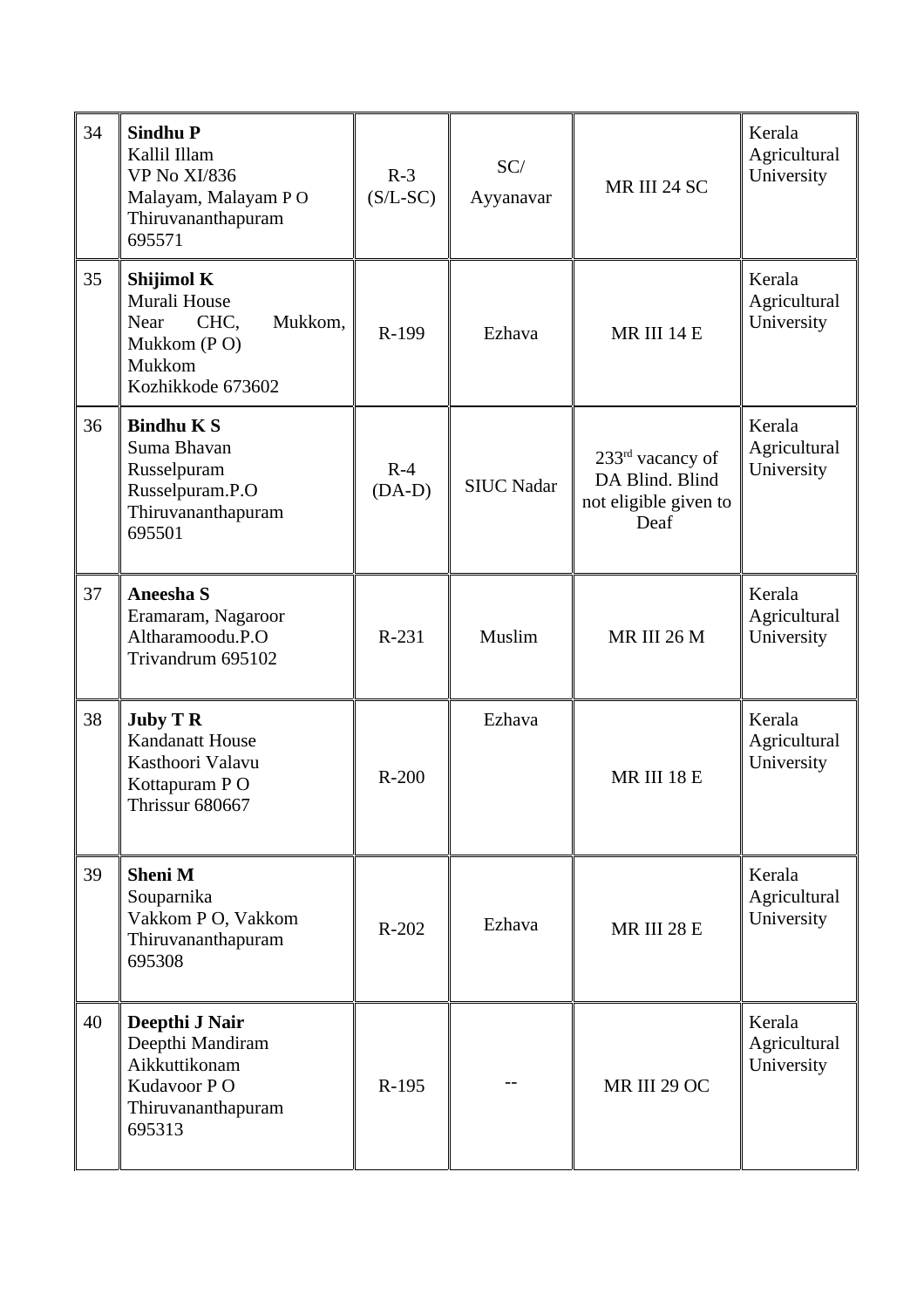| 34 | **Sindhu P**<br>Kallil Illam<br>VP No XI/836<br>Malayam, Malayam P O<br>Thiruvananthapuram<br>695571 | R-3<br>(S/L-SC) | SC/<br>Ayyanavar | MR III 24 SC | Kerala Agricultural University |
|---|---|---|---|---|---|
| 35 | **Shijimol K**<br>Murali House<br>Near CHC, Mukkom,<br>Mukkom (P O)<br>Mukkom<br>Kozhikkode 673602 | R-199 | Ezhava | MR III 14 E | Kerala Agricultural University |
| 36 | **Bindhu K S**<br>Suma Bhavan<br>Russelpuram<br>Russelpuram.P.O<br>Thiruvananthapuram<br>695501 | R-4<br>(DA-D) | SIUC Nadar | 233rd vacancy of DA Blind. Blind not eligible given to Deaf | Kerala Agricultural University |
| 37 | **Aneesha S**<br>Eramaram, Nagaroor<br>Altharamoodu.P.O<br>Trivandrum 695102 | R-231 | Muslim | MR III 26 M | Kerala Agricultural University |
| 38 | **Juby T R**<br>Kandanatt House<br>Kasthoori Valavu<br>Kottapuram P O<br>Thrissur 680667 | R-200 | Ezhava | MR III 18 E | Kerala Agricultural University |
| 39 | **Sheni M**<br>Souparnika<br>Vakkom P O, Vakkom<br>Thiruvananthapuram<br>695308 | R-202 | Ezhava | MR III 28 E | Kerala Agricultural University |
| 40 | **Deepthi J Nair**<br>Deepthi Mandiram<br>Aikkuttikonam<br>Kudavoor P O<br>Thiruvananthapuram<br>695313 | R-195 | -- | MR III 29 OC | Kerala Agricultural University |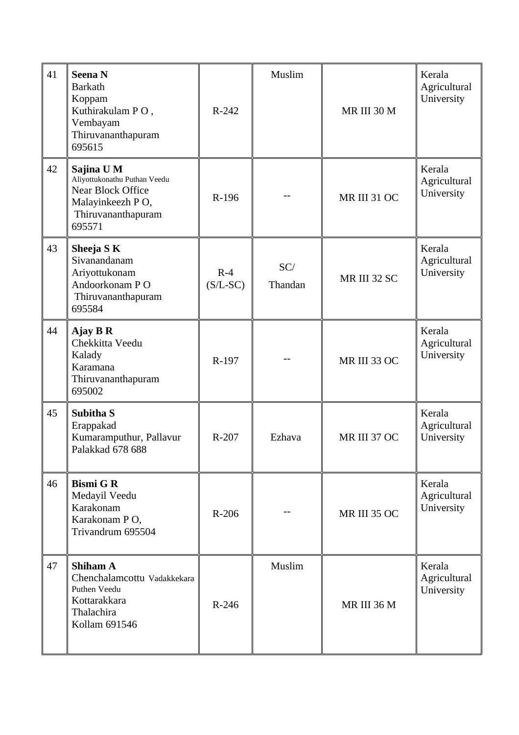| 41 | **Seena N**<br>Barkath<br>Koppam<br>Kuthirakulam P O ,<br>Vembayam<br>Thiruvananthapuram<br>695615 | R-242 | Muslim | MR III 30 M | Kerala Agricultural University |
|---|---|---|---|---|---|
| 42 | **Sajina U M**<br>Aliyottukonathu Puthan Veedu<br>Near Block Office<br>Malayinkeezh P O,<br>Thiruvananthapuram<br>695571 | R-196 | -- | MR III 31 OC | Kerala Agricultural University |
| 43 | **Sheeja S K**<br>Sivanandanam<br>Ariyottukonam<br>Andoorkonam P O<br>Thiruvananthapuram<br>695584 | R-4 (S/L-SC) | SC/ Thandan | MR III 32 SC | Kerala Agricultural University |
| 44 | **Ajay B R**<br>Chekkitta Veedu<br>Kalady<br>Karamana<br>Thiruvananthapuram<br>695002 | R-197 | -- | MR III 33 OC | Kerala Agricultural University |
| 45 | **Subitha S**<br>Erappakad<br>Kumaramputhur, Pallavur<br>Palakkad 678 688 | R-207 | Ezhava | MR III 37 OC | Kerala Agricultural University |
| 46 | **Bismi G R**<br>Medayil Veedu<br>Karakonam<br>Karakonam P O,<br>Trivandrum 695504 | R-206 | -- | MR III 35 OC | Kerala Agricultural University |
| 47 | **Shiham A**<br>Chenchalamcottu Vadakkekara Puthen Veedu<br>Kottarakkara<br>Thalachira<br>Kollam 691546 | R-246 | Muslim | MR III 36 M | Kerala Agricultural University |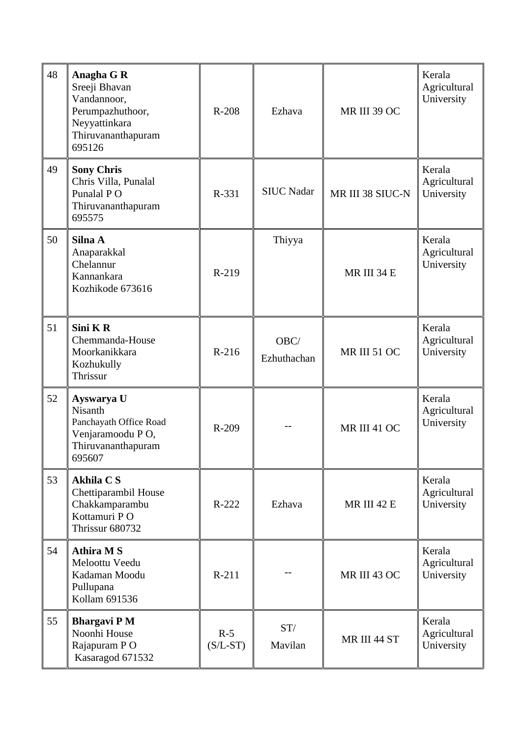| 48 | **Anagha G R**<br>Sreeji Bhavan<br>Vandannoor,<br>Perumpazhuthoor,<br>Neyyattinkara<br>Thiruvananthapuram<br>695126 | R-208 | Ezhava | MR III 39 OC | Kerala Agricultural University |
|---|---|---|---|---|---|
| 49 | **Sony Chris**<br>Chris Villa, Punalal<br>Punalal P O<br>Thiruvananthapuram<br>695575 | R-331 | SIUC Nadar | MR III 38 SIUC-N | Kerala Agricultural University |
| 50 | **Silna A**<br>Anaparakkal<br>Chelannur<br>Kannankara<br>Kozhikode 673616 | R-219 | Thiyya | MR III 34 E | Kerala Agricultural University |
| 51 | **Sini K R**<br>Chemmanda-House<br>Moorkanikkara<br>Kozhukully<br>Thrissur | R-216 | OBC/ Ezhuthachan | MR III 51 OC | Kerala Agricultural University |
| 52 | **Ayswarya U**<br>Nisanth<br>Panchayath Office Road<br>Venjaramoodu P O,<br>Thiruvananthapuram<br>695607 | R-209 | -- | MR III 41 OC | Kerala Agricultural University |
| 53 | **Akhila C S**<br>Chettiparambil House<br>Chakkamparambu<br>Kottamuri P O<br>Thrissur 680732 | R-222 | Ezhava | MR III 42 E | Kerala Agricultural University |
| 54 | **Athira M S**<br>Meloottu Veedu<br>Kadaman Moodu<br>Pullupana<br>Kollam 691536 | R-211 | -- | MR III 43 OC | Kerala Agricultural University |
| 55 | **Bhargavi P M**<br>Noonhi House<br>Rajapuram P O<br>Kasaragod 671532 | R-5 (S/L-ST) | ST/ Mavilan | MR III 44 ST | Kerala Agricultural University |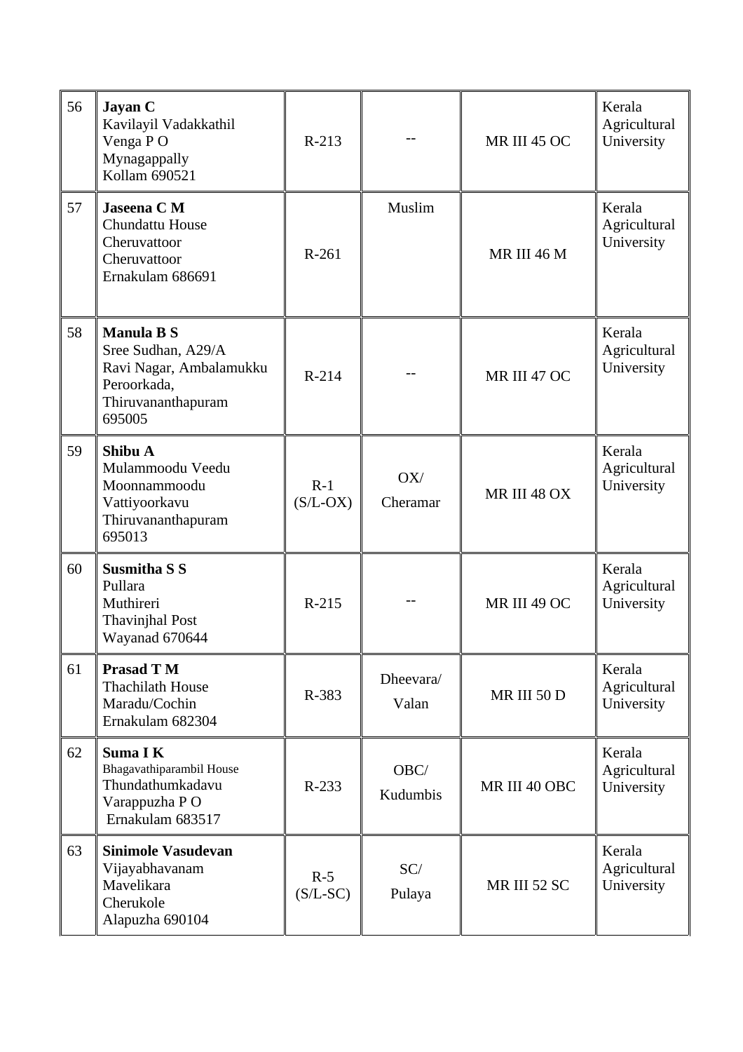| 56 | **Jayan C**<br>Kavilayil Vadakkathil<br>Venga P O<br>Mynagappally<br>Kollam 690521 | R-213 | -- | MR III 45 OC | Kerala Agricultural University |
|---|---|---|---|---|---|
| 57 | **Jaseena C M**<br>Chundattu House<br>Cheruvattoor<br>Cheruvattoor<br>Ernakulam 686691 | R-261 | Muslim | MR III 46 M | Kerala Agricultural University |
| 58 | **Manula B S**<br>Sree Sudhan, A29/A<br>Ravi Nagar, Ambalamukku<br>Peroorkada,<br>Thiruvananthapuram<br>695005 | R-214 | -- | MR III 47 OC | Kerala Agricultural University |
| 59 | **Shibu A**<br>Mulammoodu Veedu<br>Moonnammoodu<br>Vattiyoorkavu<br>Thiruvananthapuram<br>695013 | R-1<br>(S/L-OX) | OX/<br>Cheramar | MR III 48 OX | Kerala Agricultural University |
| 60 | **Susmitha S S**<br>Pullara<br>Muthireri<br>Thavinjhal Post<br>Wayanad 670644 | R-215 | -- | MR III 49 OC | Kerala Agricultural University |
| 61 | **Prasad T M**<br>Thachilath House<br>Maradu/Cochin<br>Ernakulam 682304 | R-383 | Dheevara/<br>Valan | MR III 50 D | Kerala Agricultural University |
| 62 | **Suma I K**<br>Bhagavathiparambil House<br>Thundathumkadavu<br>Varappuzha P O<br>Ernakulam 683517 | R-233 | OBC/<br>Kudumbis | MR III 40 OBC | Kerala Agricultural University |
| 63 | **Sinimole Vasudevan**<br>Vijayabhavanam<br>Mavelikara<br>Cherukole<br>Alapuzha 690104 | R-5<br>(S/L-SC) | SC/<br>Pulaya | MR III 52 SC | Kerala Agricultural University |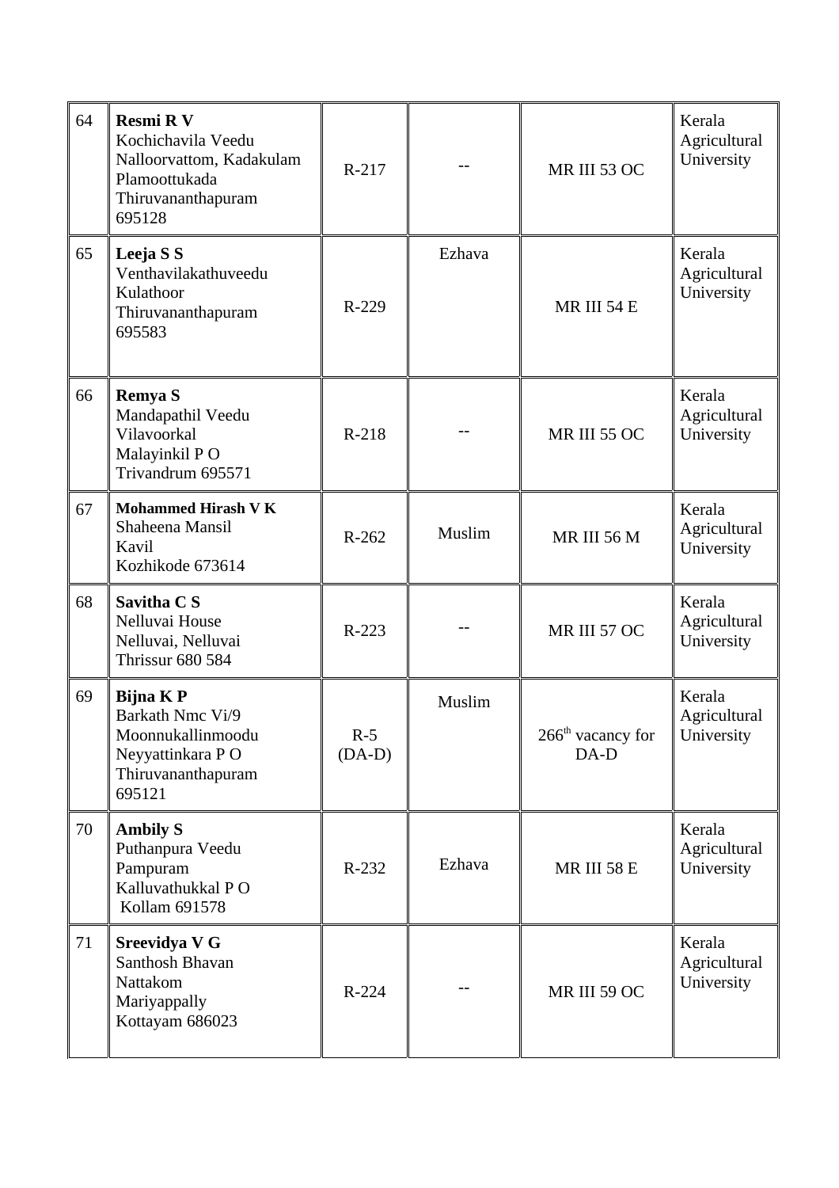| 64 | **Resmi R V**<br>Kochichavila Veedu<br>Nalloorvattom, Kadakulam<br>Plamoottukada<br>Thiruvananthapuram<br>695128 | R-217 | -- | MR III 53 OC | Kerala Agricultural University |
|---|---|---|---|---|---|
| 65 | **Leeja S S**<br>Venthavilakathuveedu<br>Kulathoor<br>Thiruvananthapuram<br>695583 | R-229 | Ezhava | MR III 54 E | Kerala Agricultural University |
| 66 | **Remya S**<br>Mandapathil Veedu<br>Vilavoorkal<br>Malayinkil P O<br>Trivandrum 695571 | R-218 | -- | MR III 55 OC | Kerala Agricultural University |
| 67 | **Mohammed Hirash V K**<br>Shaheena Mansil<br>Kavil<br>Kozhikode 673614 | R-262 | Muslim | MR III 56 M | Kerala Agricultural University |
| 68 | **Savitha C S**<br>Nelluvai House<br>Nelluvai, Nelluvai<br>Thrissur 680 584 | R-223 | -- | MR III 57 OC | Kerala Agricultural University |
| 69 | **Bijna K P**<br>Barkath Nmc Vi/9<br>Moonnukallinmoodu<br>Neyyattinkara P O<br>Thiruvananthapuram<br>695121 | R-5 (DA-D) | Muslim | 266th vacancy for DA-D | Kerala Agricultural University |
| 70 | **Ambily S**<br>Puthanpura Veedu<br>Pampuram<br>Kalluvathukkal P O<br>Kollam 691578 | R-232 | Ezhava | MR III 58 E | Kerala Agricultural University |
| 71 | **Sreevidya V G**<br>Santhosh Bhavan<br>Nattakom<br>Mariyappally<br>Kottayam 686023 | R-224 | -- | MR III 59 OC | Kerala Agricultural University |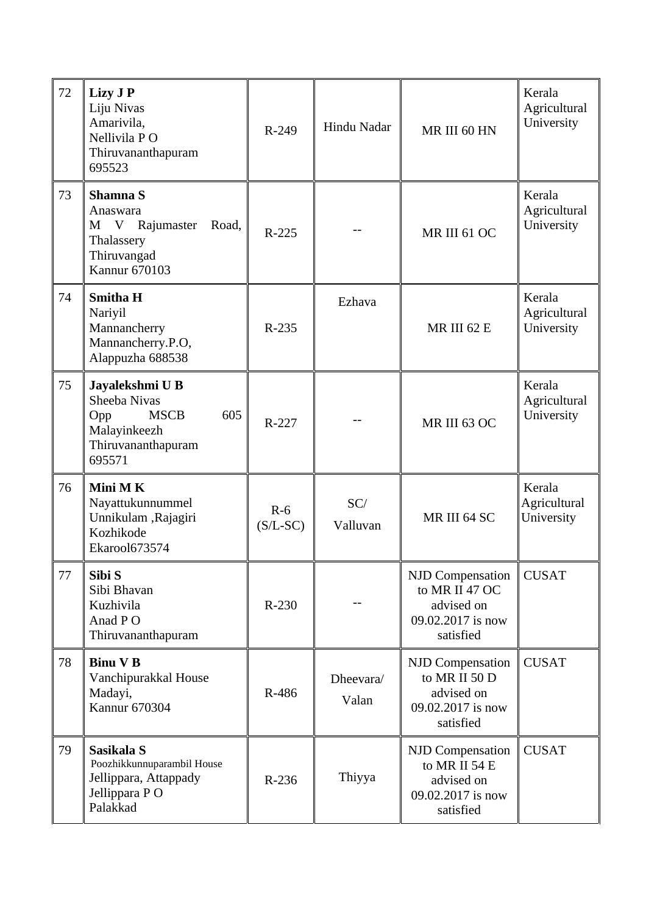| 72 | **Lizy J P**<br>Liju Nivas<br>Amarivila,<br>Nellivila P O<br>Thiruvananthapuram<br>695523 | R-249 | Hindu Nadar | MR III 60 HN | Kerala Agricultural University |
|---|---|---|---|---|---|
| 73 | **Shamna S**<br>Anaswara<br>M V Rajumaster Road, Thalassery<br>Thiruvangad<br>Kannur 670103 | R-225 | -- | MR III 61 OC | Kerala Agricultural University |
| 74 | **Smitha H**<br>Nariyil<br>Mannancherry<br>Mannancherry.P.O,<br>Alappuzha 688538 | R-235 | Ezhava | MR III 62 E | Kerala Agricultural University |
| 75 | **Jayalekshmi U B**<br>Sheeba Nivas<br>Opp MSCB 605<br>Malayinkeezh<br>Thiruvananthapuram<br>695571 | R-227 | -- | MR III 63 OC | Kerala Agricultural University |
| 76 | **Mini M K**<br>Nayattukunnummel<br>Unnikulam ,Rajagiri<br>Kozhikode<br>Ekarool673574 | R-6 (S/L-SC) | SC/ Valluvan | MR III 64 SC | Kerala Agricultural University |
| 77 | **Sibi S**<br>Sibi Bhavan<br>Kuzhivila<br>Anad P O<br>Thiruvananthapuram | R-230 | -- | NJD Compensation to MR II 47 OC advised on 09.02.2017 is now satisfied | CUSAT |
| 78 | **Binu V B**<br>Vanchipurakkal House<br>Madayi,<br>Kannur 670304 | R-486 | Dheevara/ Valan | NJD Compensation to MR II 50 D advised on 09.02.2017 is now satisfied | CUSAT |
| 79 | **Sasikala S**<br>Poozhikkunnuparambil House<br>Jellippara, Attappady<br>Jellippara P O<br>Palakkad | R-236 | Thiyya | NJD Compensation to MR II 54 E advised on 09.02.2017 is now satisfied | CUSAT |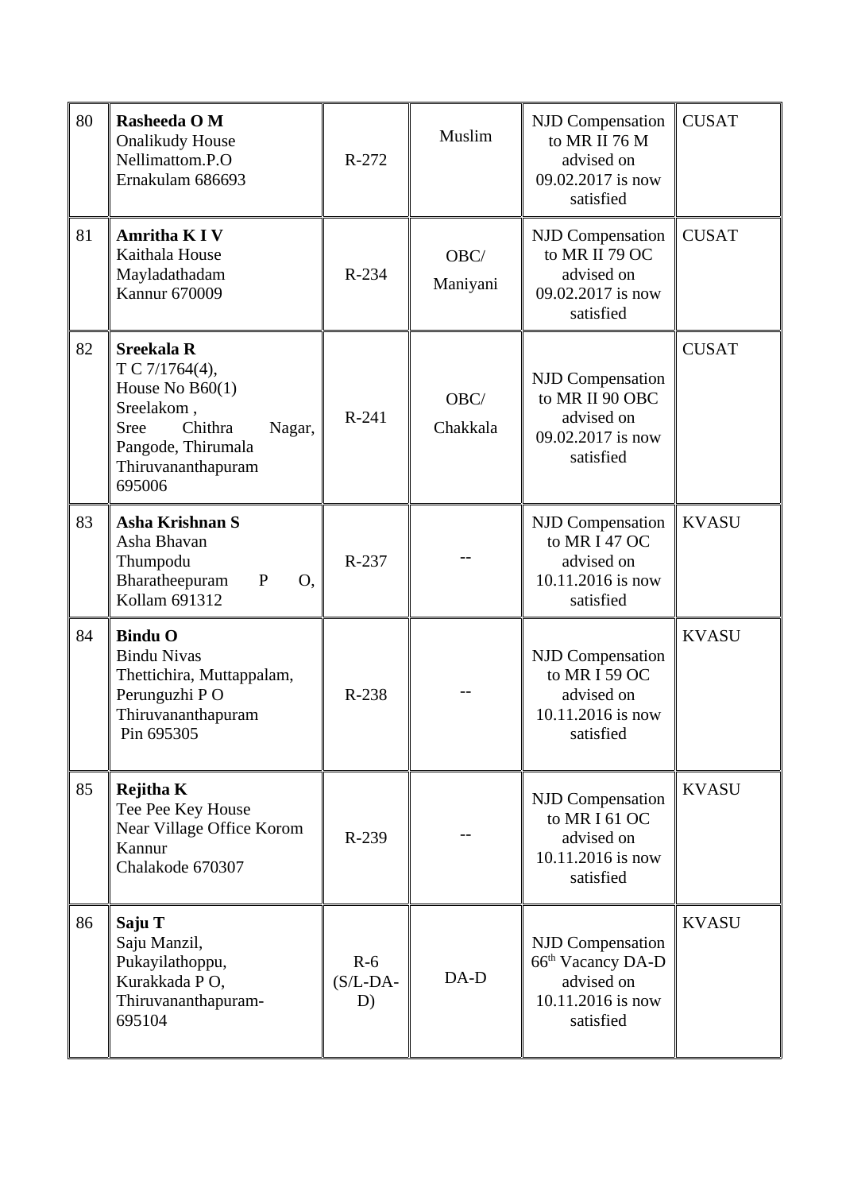| 80 | **Rasheeda O M**<br>Onalikudy House<br>Nellimattom.P.O<br>Ernakulam 686693 | R-272 | Muslim | NJD Compensation to MR II 76 M advised on 09.02.2017 is now satisfied | CUSAT |
|---|---|---|---|---|---|
| 81 | **Amritha K I V**<br>Kaithala House<br>Mayladathadam<br>Kannur 670009 | R-234 | OBC/ Maniyani | NJD Compensation to MR II 79 OC advised on 09.02.2017 is now satisfied | CUSAT |
| 82 | **Sreekala R**<br>T C 7/1764(4),<br>House No B60(1)<br>Sreelakom ,<br>Sree Chithra Nagar,<br>Pangode, Thirumala<br>Thiruvananthapuram<br>695006 | R-241 | OBC/ Chakkala | NJD Compensation to MR II 90 OBC advised on 09.02.2017 is now satisfied | CUSAT |
| 83 | **Asha Krishnan S**<br>Asha Bhavan<br>Thumpodu<br>Bharatheepuram P O,<br>Kollam 691312 | R-237 | -- | NJD Compensation to MR I 47 OC advised on 10.11.2016 is now satisfied | KVASU |
| 84 | **Bindu O**<br>Bindu Nivas<br>Thettichira, Muttappalam,<br>Perunguzhi P O<br>Thiruvananthapuram<br>Pin 695305 | R-238 | -- | NJD Compensation to MR I 59 OC advised on 10.11.2016 is now satisfied | KVASU |
| 85 | **Rejitha K**<br>Tee Pee Key House<br>Near Village Office Korom<br>Kannur<br>Chalakode 670307 | R-239 | -- | NJD Compensation to MR I 61 OC advised on 10.11.2016 is now satisfied | KVASU |
| 86 | **Saju T**<br>Saju Manzil,<br>Pukayilathoppu,<br>Kurakkada P O,<br>Thiruvananthapuram-<br>695104 | R-6 (S/L-DA-D) | DA-D | NJD Compensation 66th Vacancy DA-D advised on 10.11.2016 is now satisfied | KVASU |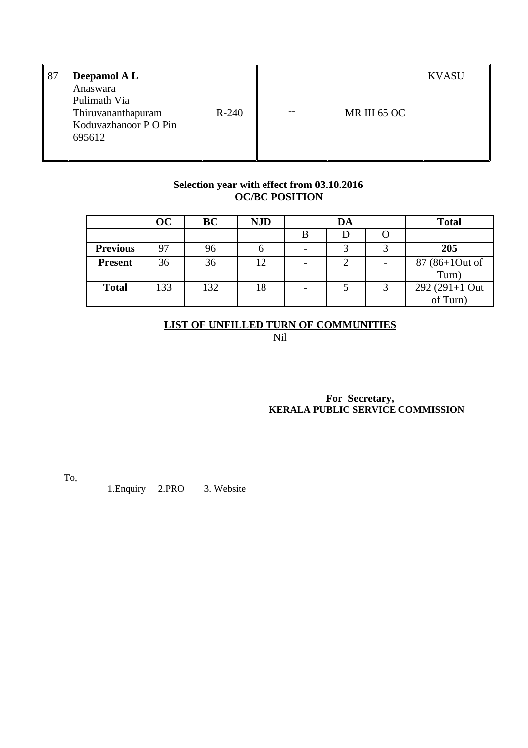| | | | | | |
|---|---|---|---|---|---|
| 87 | **Deepamol A L**<br>Anaswara<br>Pulimath Via<br>Thiruvananthapuram<br>Koduvazhanoor P O Pin<br>695612 | R-240 | -- | MR III 65 OC | KVASU |

**Selection year with effect from 03.10.2016**
**OC/BC POSITION**

| | OC | BC | NJD | DA | | | Total |
|---|---|---|---|---|---|---|---|
| | | | | B | D | O | |
| **Previous** | 97 | 96 | 6 | - | 3 | 3 | **205** |
| **Present** | 36 | 36 | 12 | - | 2 | - | 87 (86+1Out of Turn) |
| **Total** | 133 | 132 | 18 | - | 5 | 3 | 292 (291+1 Out of Turn) |

**LIST OF UNFILLED TURN OF COMMUNITIES**

Nil

**For Secretary,**
**KERALA PUBLIC SERVICE COMMISSION**

To,

1.Enquiry 2.PRO 3. Website